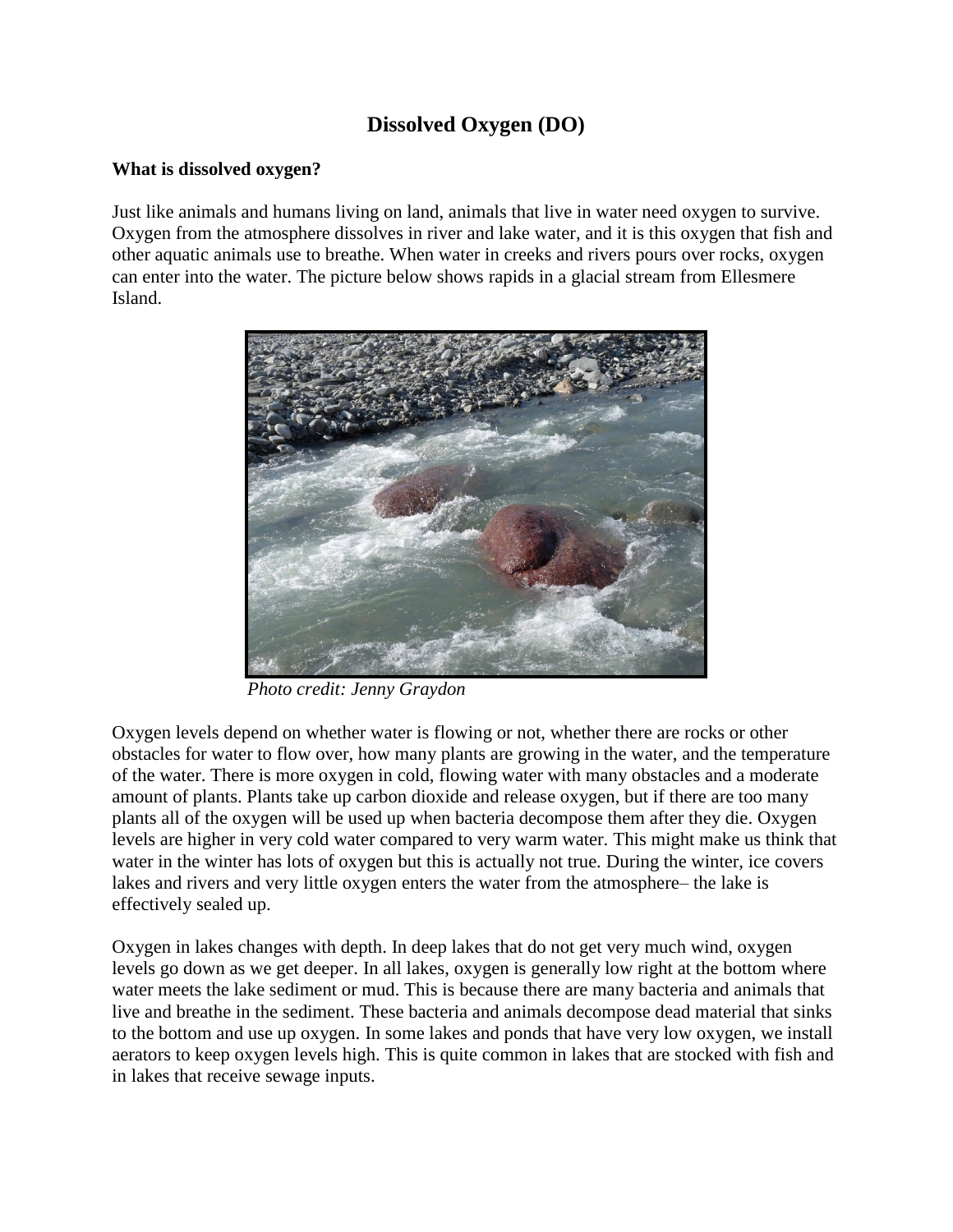# Dissolved Oxygen (DO)

**What is dissolved oxygen?**

Just like animals and humans living on land, animals that live in water need oxygen to survive. Oxygen from the atmosphere dissolves in river and lake water, and it is this oxygen that fish and other aquatic animals use to breathe. When water in creeks and rivers pours over rocks, oxygen can enter into the water. The picture below shows rapids in a glacial stream from Ellesmere Island.

*Photo credit: Jenny Graydon*

Oxygen levels depend on whether water is flowing or not, whether there are rocks or other obstacles for water to flow over, how many plants are growing in the water, and the temperature of the water. There is more oxygen in cold, flowing water with many obstacles and a moderate amount of plants. Plants take up carbon dioxide and release oxygen, but if there are too many plants all of the oxygen will be used up when bacteria decompose them after they die. Oxygen levels are higher in very cold water compared to very warm water. This might make us think that water in the winter has lots of oxygen but this is actually not true. During the winter, ice covers lakes and rivers and very little oxygen enters the water from the atmosphere– the lake is effectively sealed up.

Oxygen in lakes changes with depth. In deep lakes that do not get very much wind, oxygen levels go down as we get deeper. In all lakes, oxygen is generally low right at the bottom where water meets the lake sediment or mud. This is because there are many bacteria and animals that live and breathe in the sediment. These bacteria and animals decompose dead material that sinks to the bottom and use up oxygen. In some lakes and ponds that have very low oxygen, we install aerators to keep oxygen levels high. This is quite common in lakes that are stocked with fish and in lakes that receive sewage inputs.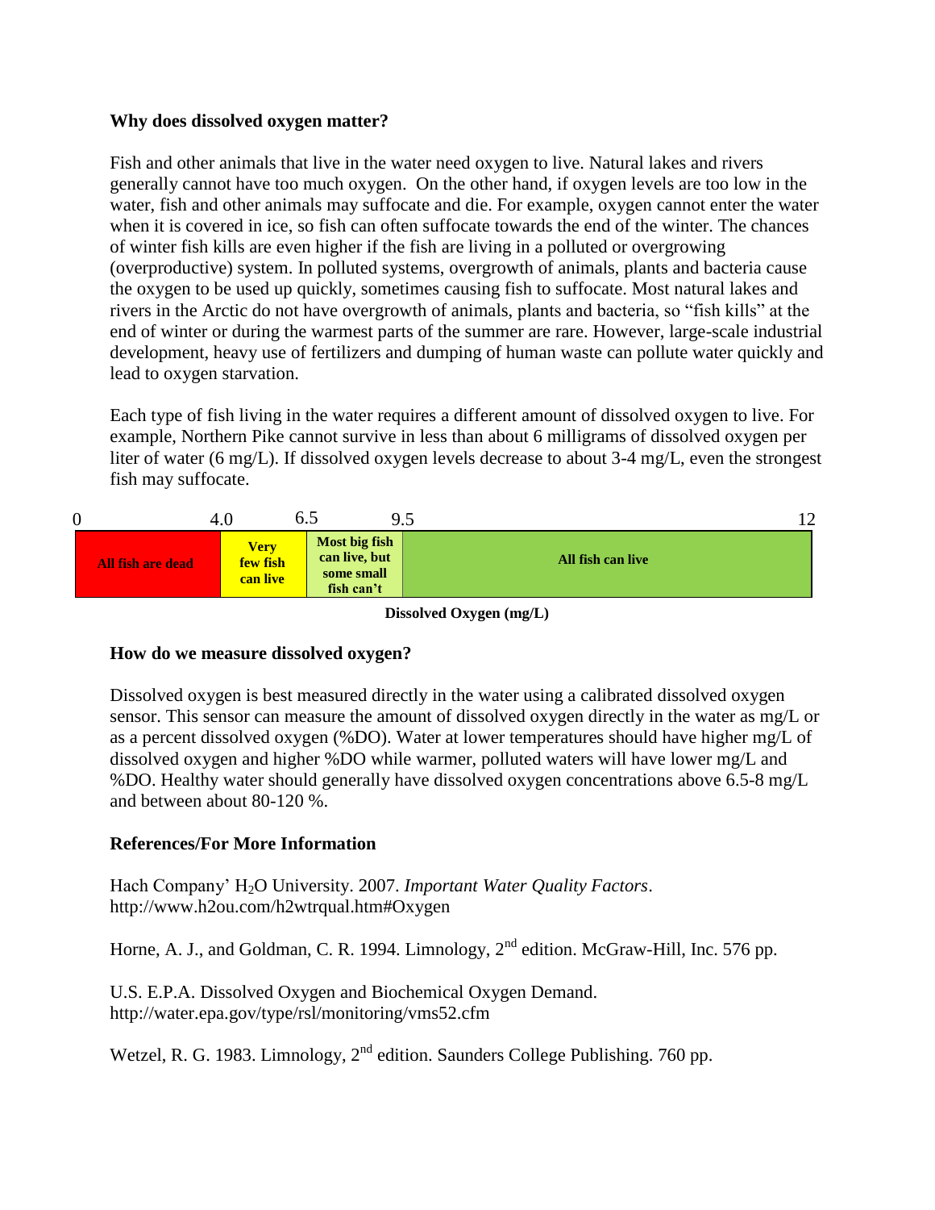**Why does dissolved oxygen matter?**

Fish and other animals that live in the water need oxygen to live. Natural lakes and rivers generally cannot have too much oxygen. On the other hand, if oxygen levels are too low in the water, fish and other animals may suffocate and die. For example, oxygen cannot enter the water when it is covered in ice, so fish can often suffocate towards the end of the winter. The chances of winter fish kills are even higher if the fish are living in a polluted or overgrowing (overproductive) system. In polluted systems, overgrowth of animals, plants and bacteria cause the oxygen to be used up quickly, sometimes causing fish to suffocate. Most natural lakes and rivers in the Arctic do not have overgrowth of animals, plants and bacteria, so "fish kills" at the end of winter or during the warmest parts of the summer are rare. However, large-scale industrial development, heavy use of fertilizers and dumping of human waste can pollute water quickly and lead to oxygen starvation.

Each type of fish living in the water requires a different amount of dissolved oxygen to live. For example, Northern Pike cannot survive in less than about 6 milligrams of dissolved oxygen per liter of water (6 mg/L). If dissolved oxygen levels decrease to about 3-4 mg/L, even the strongest fish may suffocate.

0 4.0 6.5 9.5 12

All fish are dead

Very few fish can live

Most big fish can live, but some small fish can't

All fish can live

**Dissolved Oxygen (mg/L)**

**How do we measure dissolved oxygen?**

Dissolved oxygen is best measured directly in the water using a calibrated dissolved oxygen sensor. This sensor can measure the amount of dissolved oxygen directly in the water as mg/L or as a percent dissolved oxygen (%DO). Water at lower temperatures should have higher mg/L of dissolved oxygen and higher %DO while warmer, polluted waters will have lower mg/L and %DO. Healthy water should generally have dissolved oxygen concentrations above 6.5-8 mg/L and between about 80-120 %.

**References/For More Information**

Hach Company' $H_2O$ University. 2007. *Important Water Quality Factors*. http://www.h2ou.com/h2wtrqual.htm#Oxygen

Horne, A. J., and Goldman, C. R. 1994. Limnology, 2nd edition. McGraw-Hill, Inc. 576 pp.

U.S. E.P.A. Dissolved Oxygen and Biochemical Oxygen Demand. http://water.epa.gov/type/rsl/monitoring/vms52.cfm

Wetzel, R. G. 1983. Limnology, 2nd edition. Saunders College Publishing. 760 pp.